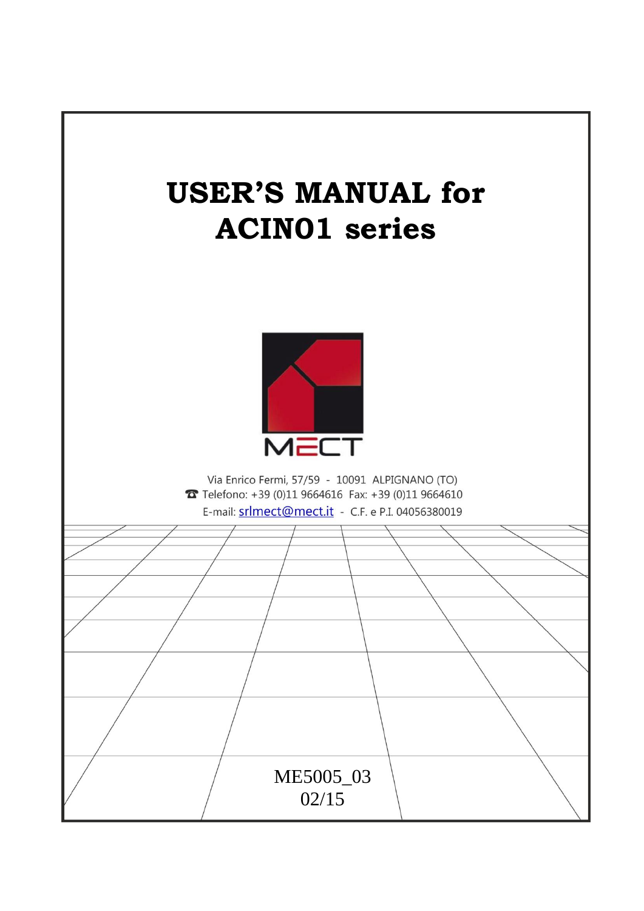# USER'S MANUAL for ACIN01 series

MECT

Via Enrico Fermi, 57/59 - 10091 ALPIGNANO (TO)

Telefono: +39 (0)11 9664616 Fax: +39 (0)11 9664610

E-mail: srlmect@mect.it - C.F. e P.I. 04056380019

ME5005_03

02/15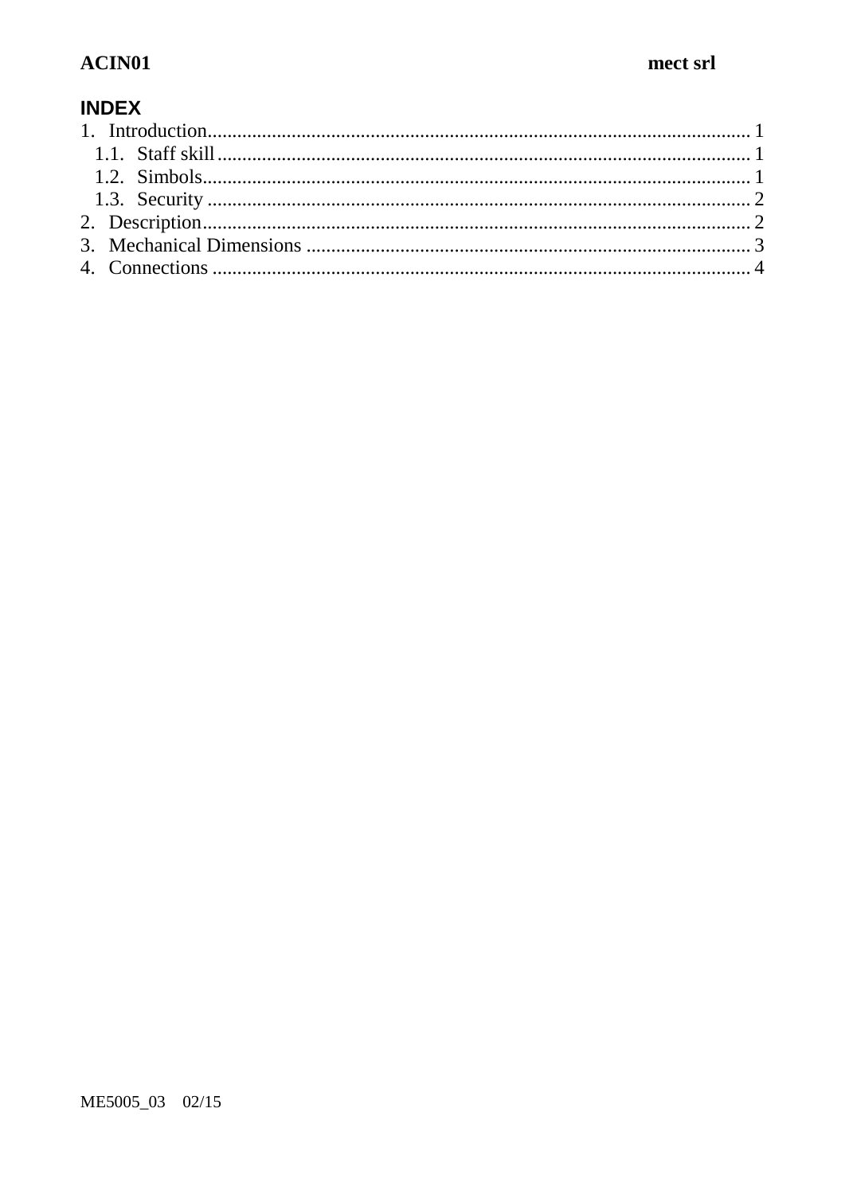## INDEX

1. Introduction........................................................................................................... 1
   1.1. Staff skill......................................................................................................... 1
   1.2. Simbols............................................................................................................ 1
   1.3. Security ........................................................................................................... 2
2. Description........................................................................................................... 2
3. Mechanical Dimensions ........................................................................................ 3
4. Connections .......................................................................................................... 4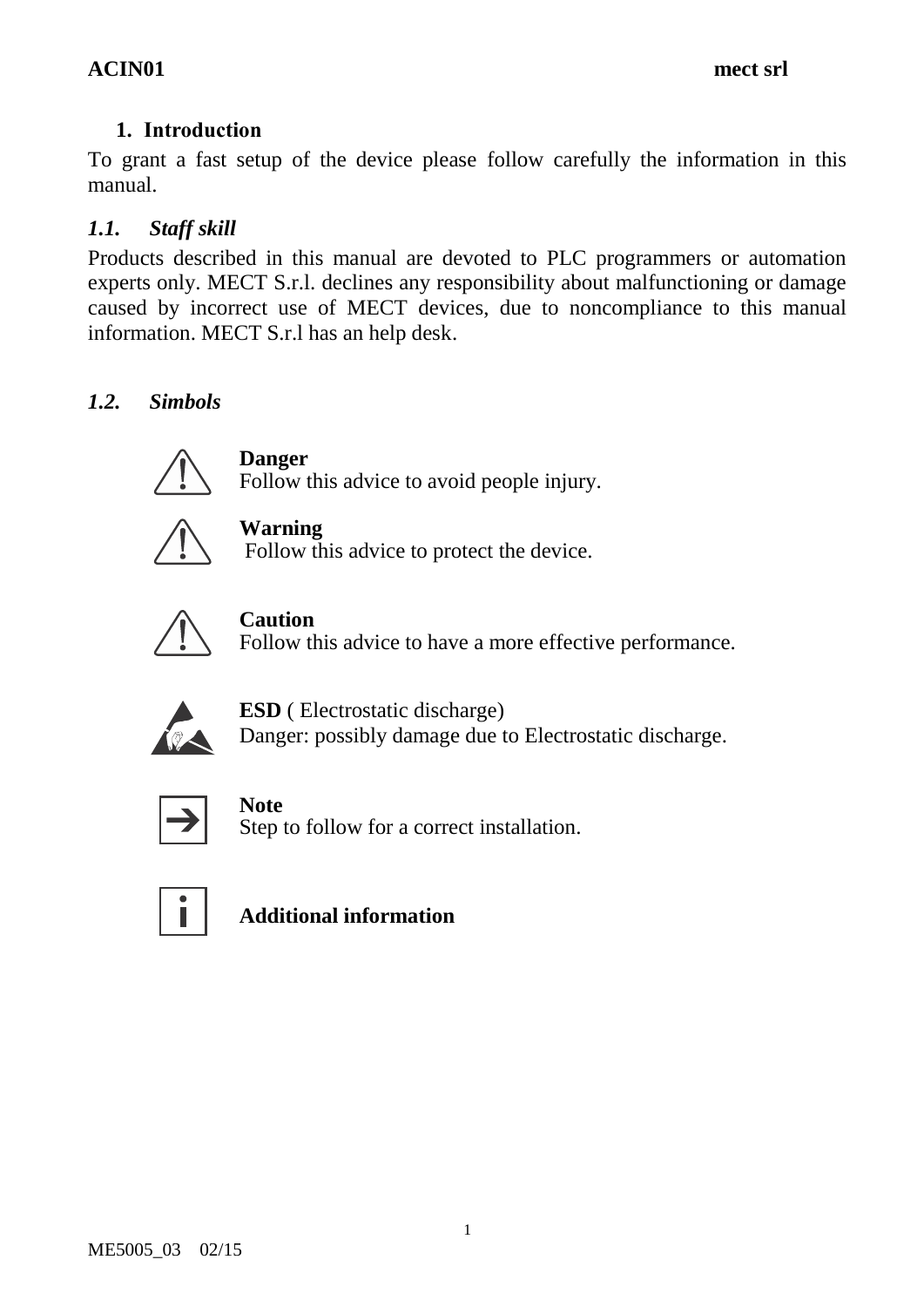## 1. Introduction

To grant a fast setup of the device please follow carefully the information in this manual.

### *1.1. Staff skill*

Products described in this manual are devoted to PLC programmers or automation experts only. MECT S.r.l. declines any responsibility about malfunctioning or damage caused by incorrect use of MECT devices, due to noncompliance to this manual information. MECT S.r.l has an help desk.

### *1.2. Simbols*

**Danger**
Follow this advice to avoid people injury.

**Warning**
Follow this advice to protect the device.

**Caution**
Follow this advice to have a more effective performance.

**ESD** ( Electrostatic discharge)
Danger: possibly damage due to Electrostatic discharge.

**Note**
Step to follow for a correct installation.

**Additional information**

ME5005_03 02/15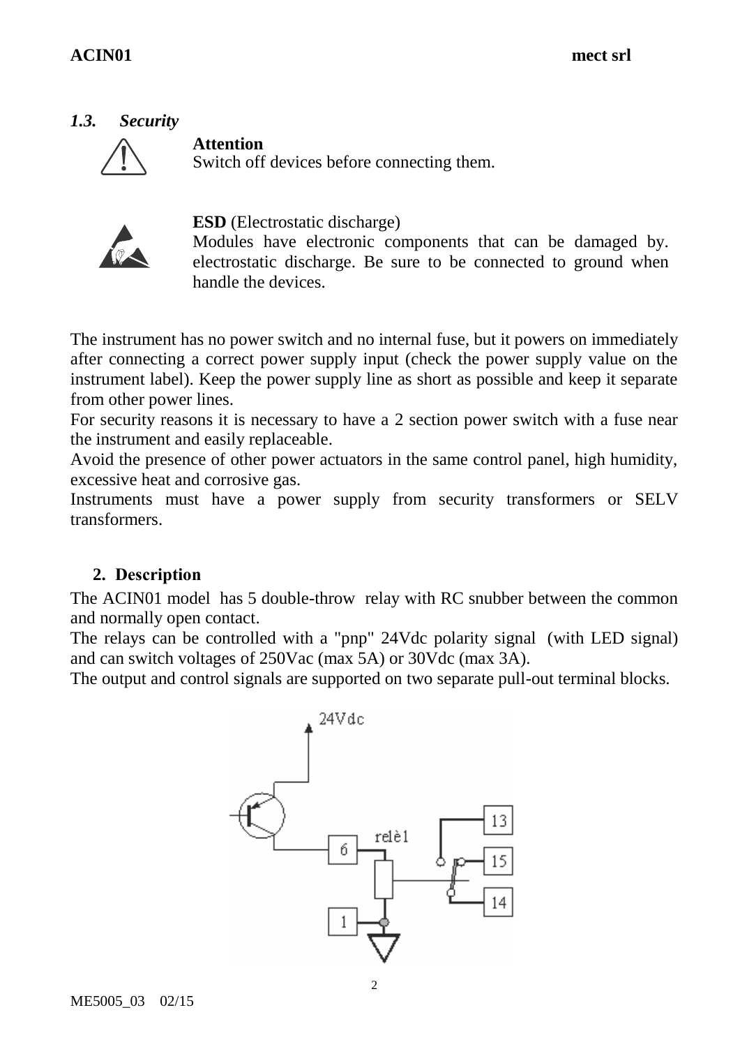### *1.3. Security*

**Attention**
Switch off devices before connecting them.

**ESD** (Electrostatic discharge)
Modules have electronic components that can be damaged by. electrostatic discharge. Be sure to be connected to ground when handle the devices.

The instrument has no power switch and no internal fuse, but it powers on immediately after connecting a correct power supply input (check the power supply value on the instrument label). Keep the power supply line as short as possible and keep it separate from other power lines.
For security reasons it is necessary to have a 2 section power switch with a fuse near the instrument and easily replaceable.
Avoid the presence of other power actuators in the same control panel, high humidity, excessive heat and corrosive gas.
Instruments must have a power supply from security transformers or SELV transformers.

## 2. Description

The ACIN01 model has 5 double-throw relay with RC snubber between the common and normally open contact.
The relays can be controlled with a "pnp" 24Vdc polarity signal (with LED signal) and can switch voltages of 250Vac (max 5A) or 30Vdc (max 3A).
The output and control signals are supported on two separate pull-out terminal blocks.

24Vdc
relè1
6
1
13
15
14

ME5005_03 02/15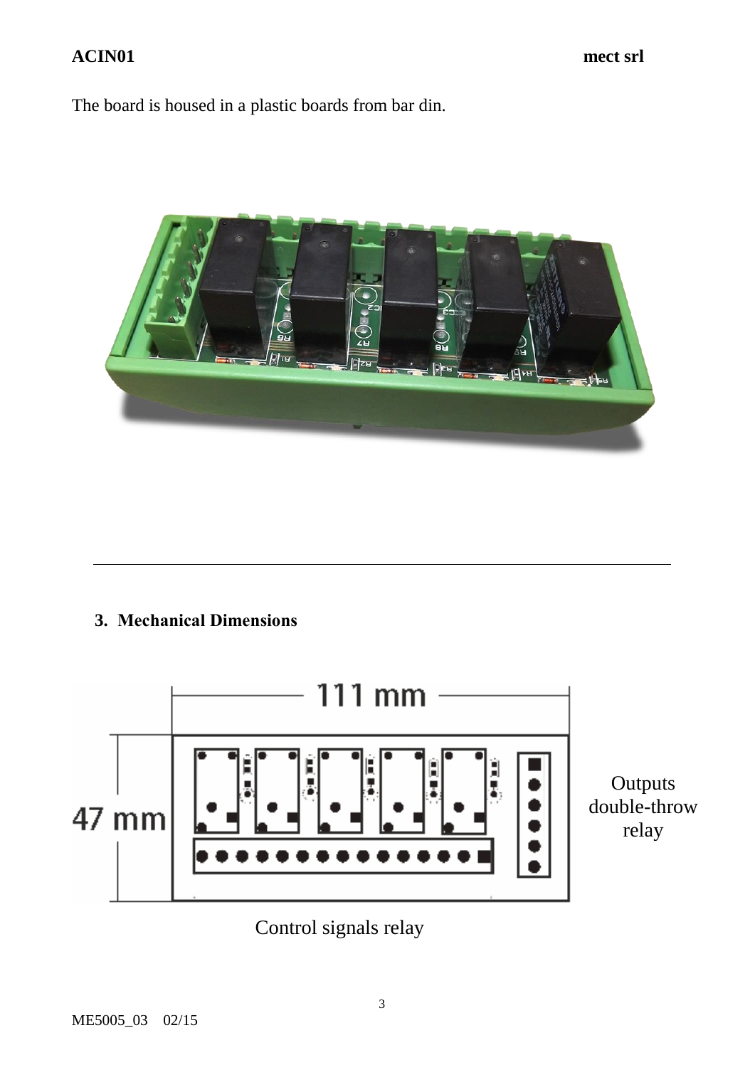The board is housed in a plastic boards from bar din.

---

## 3. Mechanical Dimensions

111 mm

47 mm

Outputs double-throw relay

Control signals relay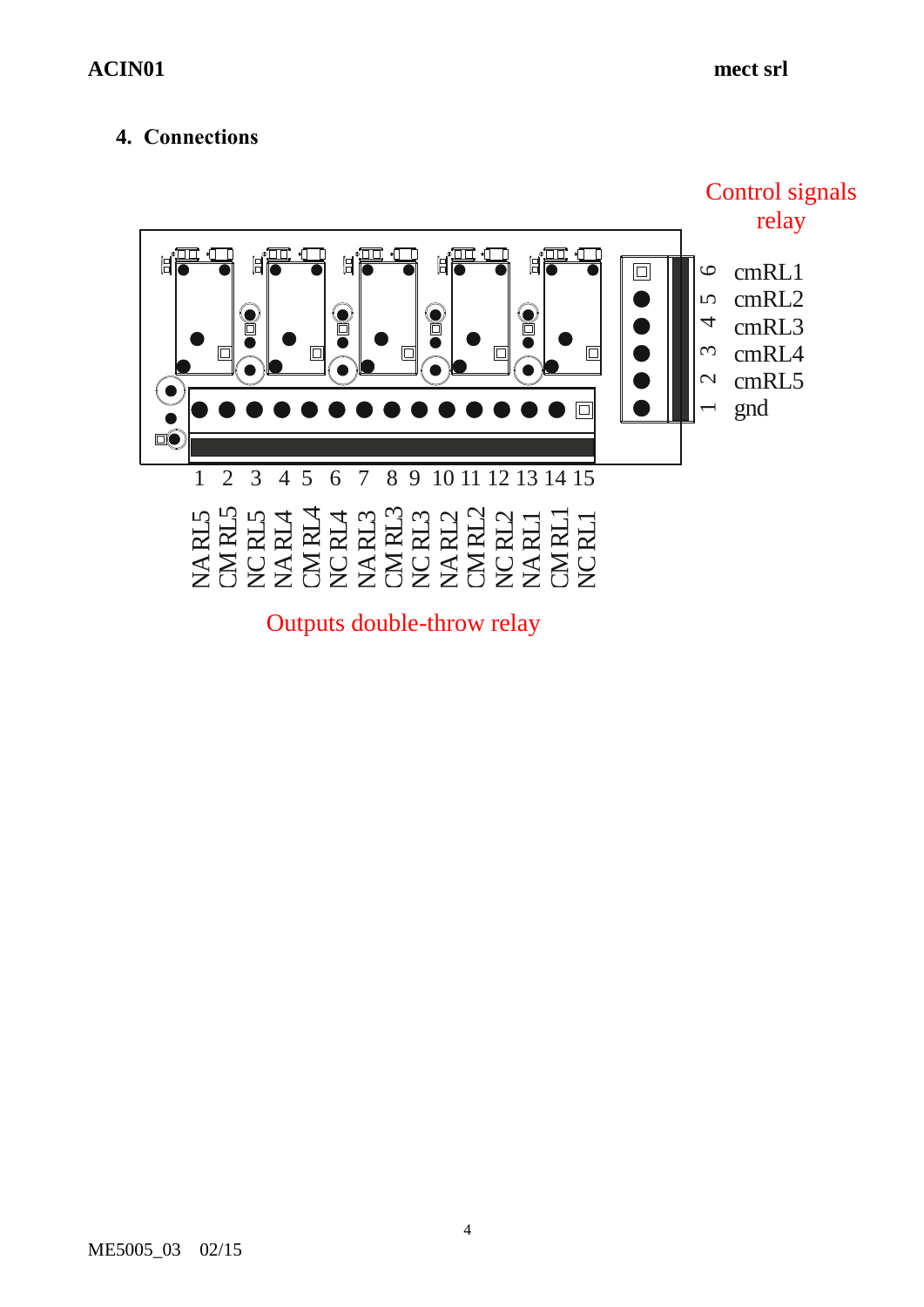## 4. Connections

Control signals relay

6 cmRL1
5 cmRL2
4 cmRL3
3 cmRL4
2 cmRL5
1 gnd

1 2 3 4 5 6 7 8 9 10 11 12 13 14 15

NA RL5
CM RL5
NC RL5
NA RL4
CM RL4
NC RL4
NA RL3
CM RL3
NC RL3
NA RL2
CM RL2
NC RL2
NA RL1
CM RL1
NC RL1

Outputs double-throw relay